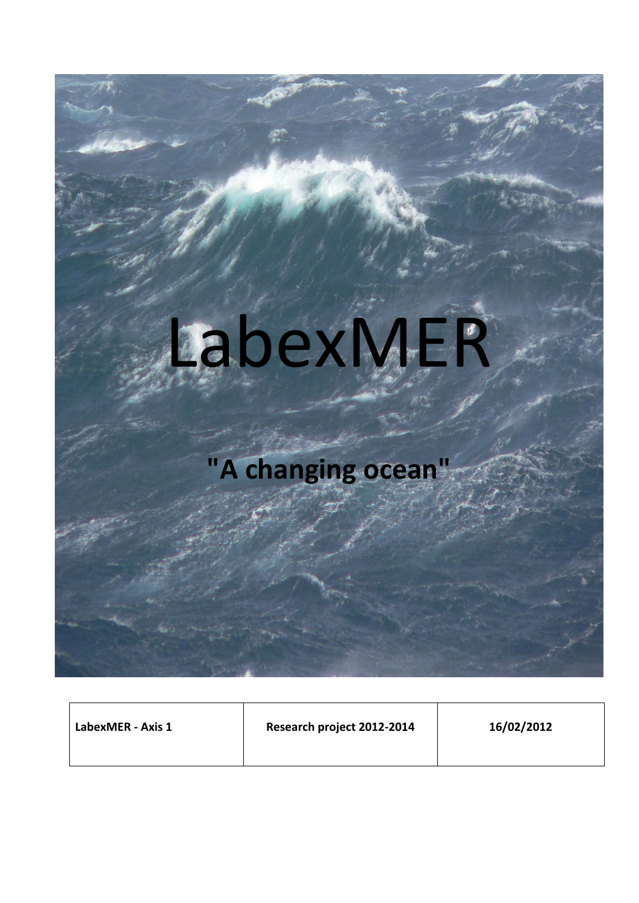# LabexMER

## "A changing ocean"

| LabexMER - Axis 1 | Research project 2012-2014 | 16/02/2012 |
| --- | --- | --- |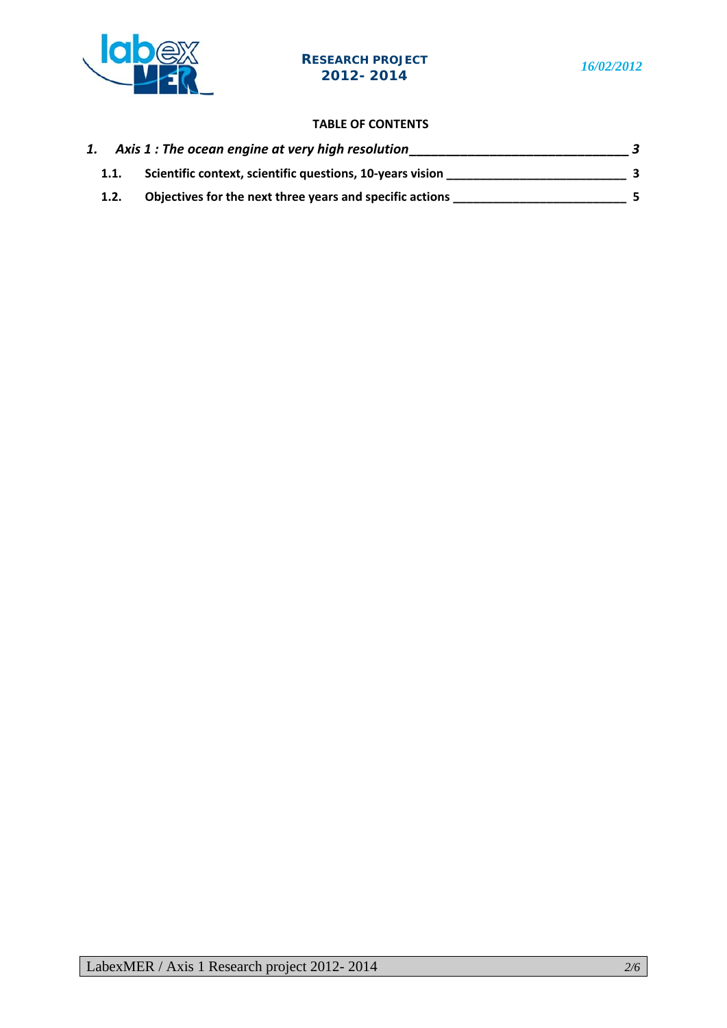**TABLE OF CONTENTS**

*1. Axis 1 : The ocean engine at very high resolution* ____________________________ *3*

**1.1. Scientific context, scientific questions, 10-years vision** __________________________ **3**

**1.2. Objectives for the next three years and specific actions** __________________________ **5**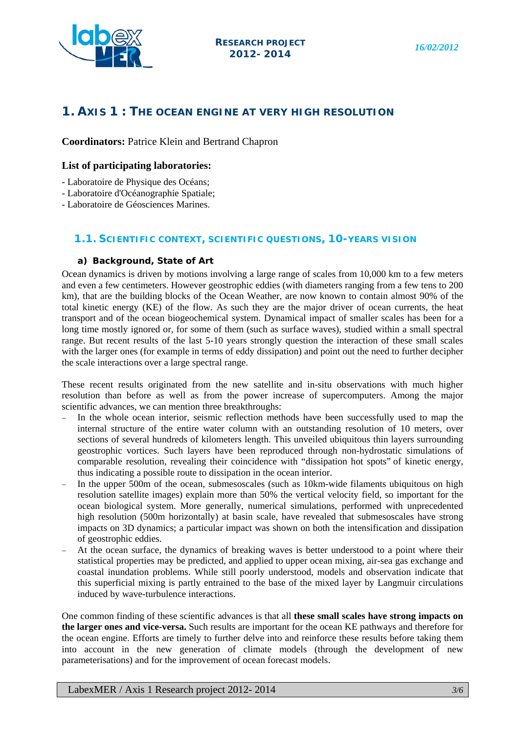# 1. AXIS 1 : THE OCEAN ENGINE AT VERY HIGH RESOLUTION

**Coordinators:** Patrice Klein and Bertrand Chapron

**List of participating laboratories:**

- Laboratoire de Physique des Océans;
- Laboratoire d'Océanographie Spatiale;
- Laboratoire de Géosciences Marines.

## 1.1. SCIENTIFIC CONTEXT, SCIENTIFIC QUESTIONS, 10-YEARS VISION

### a) Background, State of Art

Ocean dynamics is driven by motions involving a large range of scales from 10,000 km to a few meters and even a few centimeters. However geostrophic eddies (with diameters ranging from a few tens to 200 km), that are the building blocks of the Ocean Weather, are now known to contain almost 90% of the total kinetic energy (KE) of the flow. As such they are the major driver of ocean currents, the heat transport and of the ocean biogeochemical system. Dynamical impact of smaller scales has been for a long time mostly ignored or, for some of them (such as surface waves), studied within a small spectral range. But recent results of the last 5-10 years strongly question the interaction of these small scales with the larger ones (for example in terms of eddy dissipation) and point out the need to further decipher the scale interactions over a large spectral range.

These recent results originated from the new satellite and in-situ observations with much higher resolution than before as well as from the power increase of supercomputers. Among the major scientific advances, we can mention three breakthroughs:

- In the whole ocean interior, seismic reflection methods have been successfully used to map the internal structure of the entire water column with an outstanding resolution of 10 meters, over sections of several hundreds of kilometers length. This unveiled ubiquitous thin layers surrounding geostrophic vortices. Such layers have been reproduced through non-hydrostatic simulations of comparable resolution, revealing their coincidence with "dissipation hot spots" of kinetic energy, thus indicating a possible route to dissipation in the ocean interior.
- In the upper 500m of the ocean, submesoscales (such as 10km-wide filaments ubiquitous on high resolution satellite images) explain more than 50% the vertical velocity field, so important for the ocean biological system. More generally, numerical simulations, performed with unprecedented high resolution (500m horizontally) at basin scale, have revealed that submesoscales have strong impacts on 3D dynamics; a particular impact was shown on both the intensification and dissipation of geostrophic eddies.
- At the ocean surface, the dynamics of breaking waves is better understood to a point where their statistical properties may be predicted, and applied to upper ocean mixing, air-sea gas exchange and coastal inundation problems. While still poorly understood, models and observation indicate that this superficial mixing is partly entrained to the base of the mixed layer by Langmuir circulations induced by wave-turbulence interactions.

One common finding of these scientific advances is that all **these small scales have strong impacts on the larger ones and vice-versa.** Such results are important for the ocean KE pathways and therefore for the ocean engine. Efforts are timely to further delve into and reinforce these results before taking them into account in the new generation of climate models (through the development of new parameterisations) and for the improvement of ocean forecast models.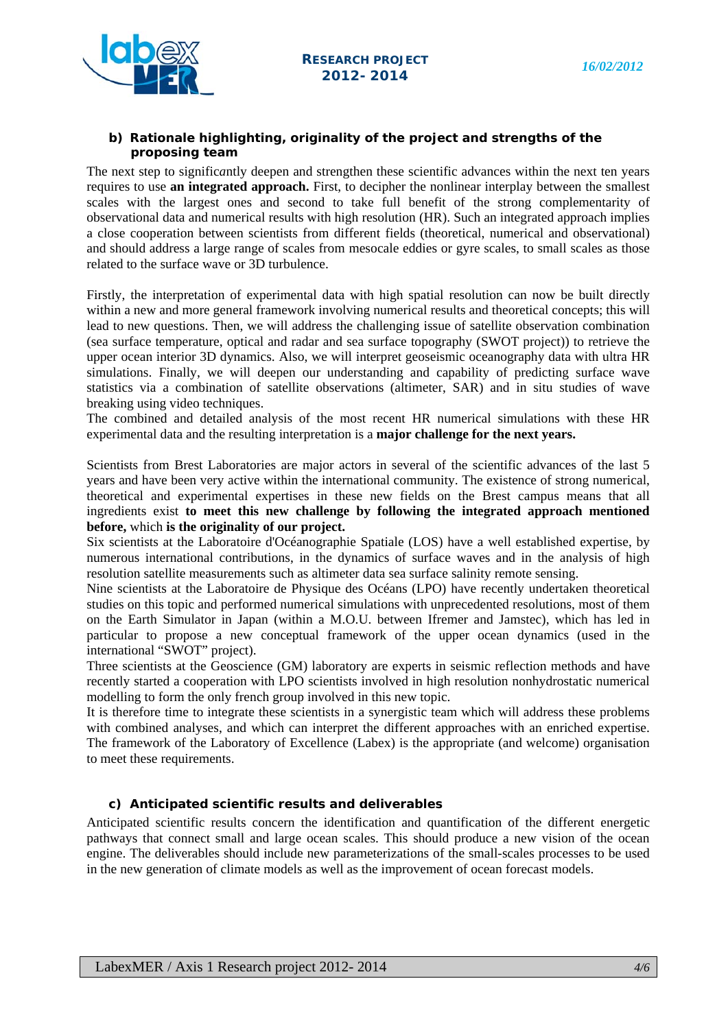### b) Rationale highlighting, originality of the project and strengths of the proposing team

The next step to significantly deepen and strengthen these scientific advances within the next ten years requires to use **an integrated approach.** First, to decipher the nonlinear interplay between the smallest scales with the largest ones and second to take full benefit of the strong complementarity of observational data and numerical results with high resolution (HR). Such an integrated approach implies a close cooperation between scientists from different fields (theoretical, numerical and observational) and should address a large range of scales from mesocale eddies or gyre scales, to small scales as those related to the surface wave or 3D turbulence.

Firstly, the interpretation of experimental data with high spatial resolution can now be built directly within a new and more general framework involving numerical results and theoretical concepts; this will lead to new questions. Then, we will address the challenging issue of satellite observation combination (sea surface temperature, optical and radar and sea surface topography (SWOT project)) to retrieve the upper ocean interior 3D dynamics. Also, we will interpret geoseismic oceanography data with ultra HR simulations. Finally, we will deepen our understanding and capability of predicting surface wave statistics via a combination of satellite observations (altimeter, SAR) and in situ studies of wave breaking using video techniques.
The combined and detailed analysis of the most recent HR numerical simulations with these HR experimental data and the resulting interpretation is a **major challenge for the next years.**

Scientists from Brest Laboratories are major actors in several of the scientific advances of the last 5 years and have been very active within the international community. The existence of strong numerical, theoretical and experimental expertises in these new fields on the Brest campus means that all ingredients exist **to meet this new challenge by following the integrated approach mentioned before,** which **is the originality of our project.**
Six scientists at the Laboratoire d'Océanographie Spatiale (LOS) have a well established expertise, by numerous international contributions, in the dynamics of surface waves and in the analysis of high resolution satellite measurements such as altimeter data sea surface salinity remote sensing.
Nine scientists at the Laboratoire de Physique des Océans (LPO) have recently undertaken theoretical studies on this topic and performed numerical simulations with unprecedented resolutions, most of them on the Earth Simulator in Japan (within a M.O.U. between Ifremer and Jamstec), which has led in particular to propose a new conceptual framework of the upper ocean dynamics (used in the international "SWOT" project).
Three scientists at the Geoscience (GM) laboratory are experts in seismic reflection methods and have recently started a cooperation with LPO scientists involved in high resolution nonhydrostatic numerical modelling to form the only french group involved in this new topic.
It is therefore time to integrate these scientists in a synergistic team which will address these problems with combined analyses, and which can interpret the different approaches with an enriched expertise. The framework of the Laboratory of Excellence (Labex) is the appropriate (and welcome) organisation to meet these requirements.

### c) Anticipated scientific results and deliverables

Anticipated scientific results concern the identification and quantification of the different energetic pathways that connect small and large ocean scales. This should produce a new vision of the ocean engine. The deliverables should include new parameterizations of the small-scales processes to be used in the new generation of climate models as well as the improvement of ocean forecast models.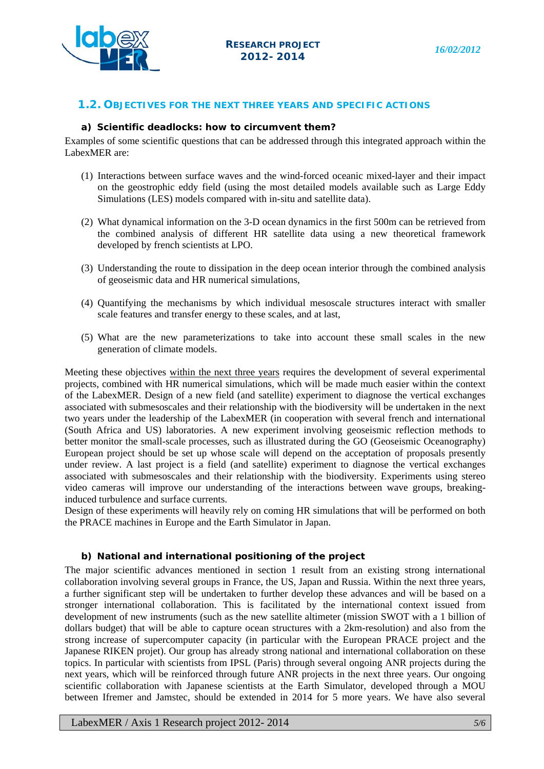## 1.2. OBJECTIVES FOR THE NEXT THREE YEARS AND SPECIFIC ACTIONS

### a) Scientific deadlocks: how to circumvent them?

Examples of some scientific questions that can be addressed through this integrated approach within the LabexMER are:

(1) Interactions between surface waves and the wind-forced oceanic mixed-layer and their impact on the geostrophic eddy field (using the most detailed models available such as Large Eddy Simulations (LES) models compared with in-situ and satellite data).

(2) What dynamical information on the 3-D ocean dynamics in the first 500m can be retrieved from the combined analysis of different HR satellite data using a new theoretical framework developed by french scientists at LPO.

(3) Understanding the route to dissipation in the deep ocean interior through the combined analysis of geoseismic data and HR numerical simulations,

(4) Quantifying the mechanisms by which individual mesoscale structures interact with smaller scale features and transfer energy to these scales, and at last,

(5) What are the new parameterizations to take into account these small scales in the new generation of climate models.

Meeting these objectives within the next three years requires the development of several experimental projects, combined with HR numerical simulations, which will be made much easier within the context of the LabexMER. Design of a new field (and satellite) experiment to diagnose the vertical exchanges associated with submesoscales and their relationship with the biodiversity will be undertaken in the next two years under the leadership of the LabexMER (in cooperation with several french and international (South Africa and US) laboratories. A new experiment involving geoseismic reflection methods to better monitor the small-scale processes, such as illustrated during the GO (Geoseismic Oceanography) European project should be set up whose scale will depend on the acceptation of proposals presently under review. A last project is a field (and satellite) experiment to diagnose the vertical exchanges associated with submesoscales and their relationship with the biodiversity. Experiments using stereo video cameras will improve our understanding of the interactions between wave groups, breaking-induced turbulence and surface currents.

Design of these experiments will heavily rely on coming HR simulations that will be performed on both the PRACE machines in Europe and the Earth Simulator in Japan.

### b) National and international positioning of the project

The major scientific advances mentioned in section 1 result from an existing strong international collaboration involving several groups in France, the US, Japan and Russia. Within the next three years, a further significant step will be undertaken to further develop these advances and will be based on a stronger international collaboration. This is facilitated by the international context issued from development of new instruments (such as the new satellite altimeter (mission SWOT with a 1 billion of dollars budget) that will be able to capture ocean structures with a 2km-resolution) and also from the strong increase of supercomputer capacity (in particular with the European PRACE project and the Japanese RIKEN projet). Our group has already strong national and international collaboration on these topics. In particular with scientists from IPSL (Paris) through several ongoing ANR projects during the next years, which will be reinforced through future ANR projects in the next three years. Our ongoing scientific collaboration with Japanese scientists at the Earth Simulator, developed through a MOU between Ifremer and Jamstec, should be extended in 2014 for 5 more years. We have also several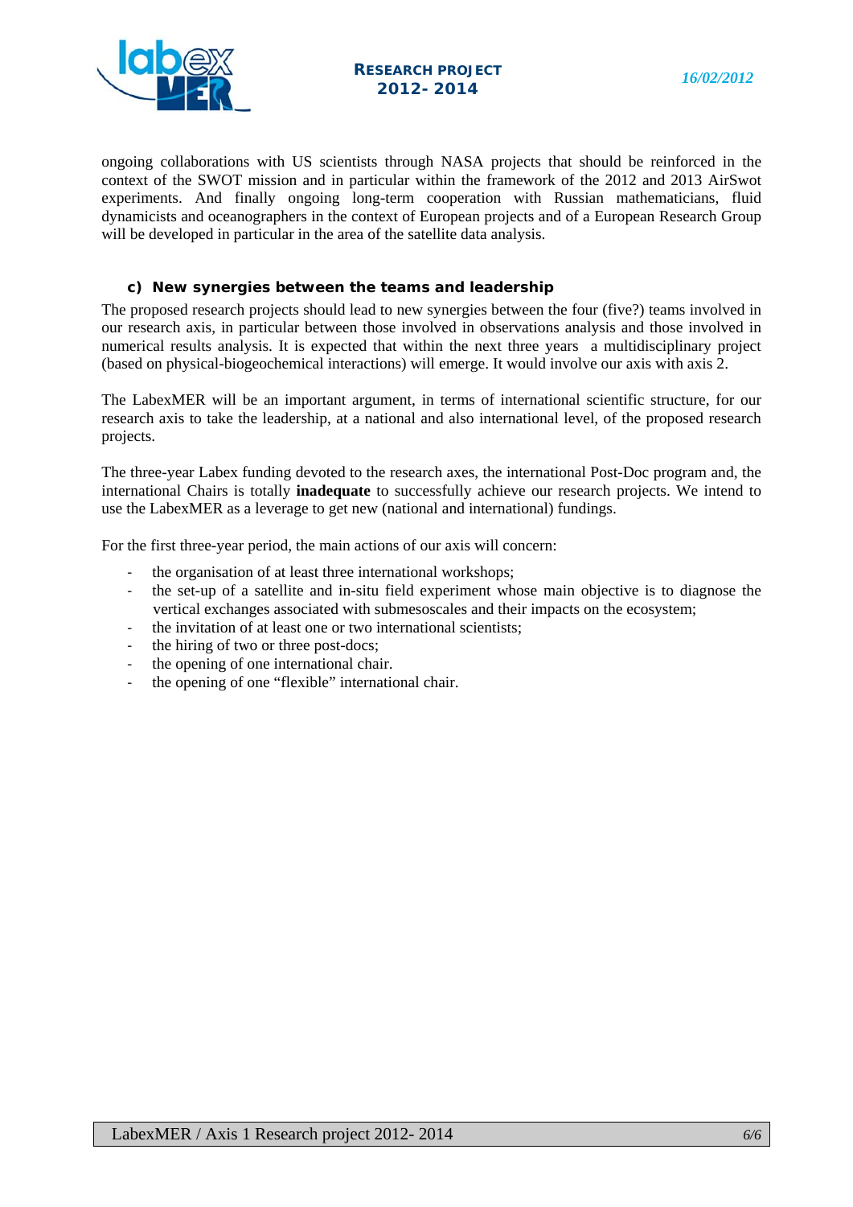ongoing collaborations with US scientists through NASA projects that should be reinforced in the context of the SWOT mission and in particular within the framework of the 2012 and 2013 AirSwot experiments. And finally ongoing long-term cooperation with Russian mathematicians, fluid dynamicists and oceanographers in the context of European projects and of a European Research Group will be developed in particular in the area of the satellite data analysis.

### c) New synergies between the teams and leadership

The proposed research projects should lead to new synergies between the four (five?) teams involved in our research axis, in particular between those involved in observations analysis and those involved in numerical results analysis. It is expected that within the next three years a multidisciplinary project (based on physical-biogeochemical interactions) will emerge. It would involve our axis with axis 2.

The LabexMER will be an important argument, in terms of international scientific structure, for our research axis to take the leadership, at a national and also international level, of the proposed research projects.

The three-year Labex funding devoted to the research axes, the international Post-Doc program and, the international Chairs is totally **inadequate** to successfully achieve our research projects. We intend to use the LabexMER as a leverage to get new (national and international) fundings.

For the first three-year period, the main actions of our axis will concern:

- the organisation of at least three international workshops;
- the set-up of a satellite and in-situ field experiment whose main objective is to diagnose the vertical exchanges associated with submesoscales and their impacts on the ecosystem;
- the invitation of at least one or two international scientists;
- the hiring of two or three post-docs;
- the opening of one international chair.
- the opening of one “flexible” international chair.